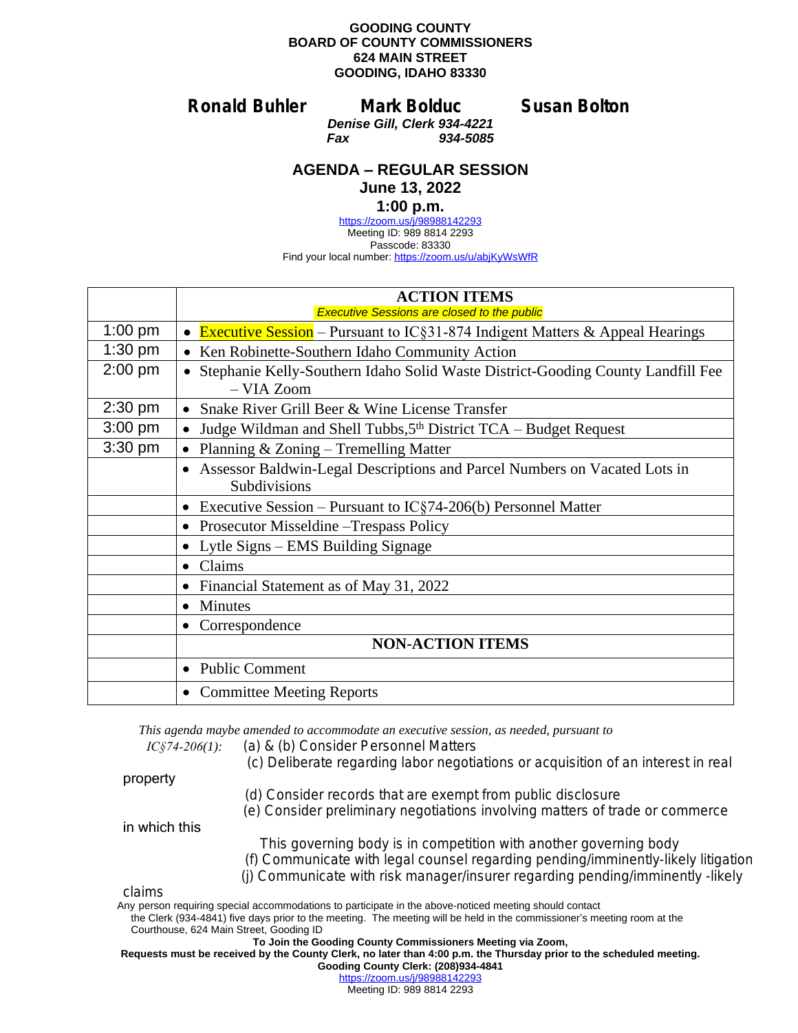**GOODING COUNTY**
**BOARD OF COUNTY COMMISSIONERS**
**624 MAIN STREET**
**GOODING, IDAHO 83330**

**Ronald Buhler** **Mark Bolduc** **Susan Bolton**

***Denise Gill, Clerk 934-4221***
***Fax 934-5085***

## AGENDA – REGULAR SESSION

**June 13, 2022**

**1:00 p.m.**

https://zoom.us/j/98988142293
Meeting ID: 989 8814 2293
Passcode: 83330
Find your local number: https://zoom.us/u/abjKyWsWfR

| | **ACTION ITEMS** *Executive Sessions are closed to the public* |
|---|---|
| 1:00 pm | • Executive Session – Pursuant to IC§31-874 Indigent Matters & Appeal Hearings |
| 1:30 pm | • Ken Robinette-Southern Idaho Community Action |
| 2:00 pm | • Stephanie Kelly-Southern Idaho Solid Waste District-Gooding County Landfill Fee – VIA Zoom |
| 2:30 pm | • Snake River Grill Beer & Wine License Transfer |
| 3:00 pm | • Judge Wildman and Shell Tubbs,5th District TCA – Budget Request |
| 3:30 pm | • Planning & Zoning – Tremelling Matter |
| | • Assessor Baldwin-Legal Descriptions and Parcel Numbers on Vacated Lots in Subdivisions |
| | • Executive Session – Pursuant to IC§74-206(b) Personnel Matter |
| | • Prosecutor Misseldine –Trespass Policy |
| | • Lytle Signs – EMS Building Signage |
| | • Claims |
| | • Financial Statement as of May 31, 2022 |
| | • Minutes |
| | • Correspondence |
| | **NON-ACTION ITEMS** |
| | • Public Comment |
| | • Committee Meeting Reports |

*This agenda maybe amended to accommodate an executive session, as needed, pursuant to IC§74-206(1):*
(a) & (b) Consider Personnel Matters
(c) Deliberate regarding labor negotiations or acquisition of an interest in real property
(d) Consider records that are exempt from public disclosure
(e) Consider preliminary negotiations involving matters of trade or commerce in which this governing body is in competition with another governing body
(f) Communicate with legal counsel regarding pending/imminently-likely litigation
(j) Communicate with risk manager/insurer regarding pending/imminently -likely claims

Any person requiring special accommodations to participate in the above-noticed meeting should contact the Clerk (934-4841) five days prior to the meeting. The meeting will be held in the commissioner's meeting room at the Courthouse, 624 Main Street, Gooding ID

**To Join the Gooding County Commissioners Meeting via Zoom,**
**Requests must be received by the County Clerk, no later than 4:00 p.m. the Thursday prior to the scheduled meeting.**
**Gooding County Clerk: (208)934-4841**
https://zoom.us/j/98988142293
Meeting ID: 989 8814 2293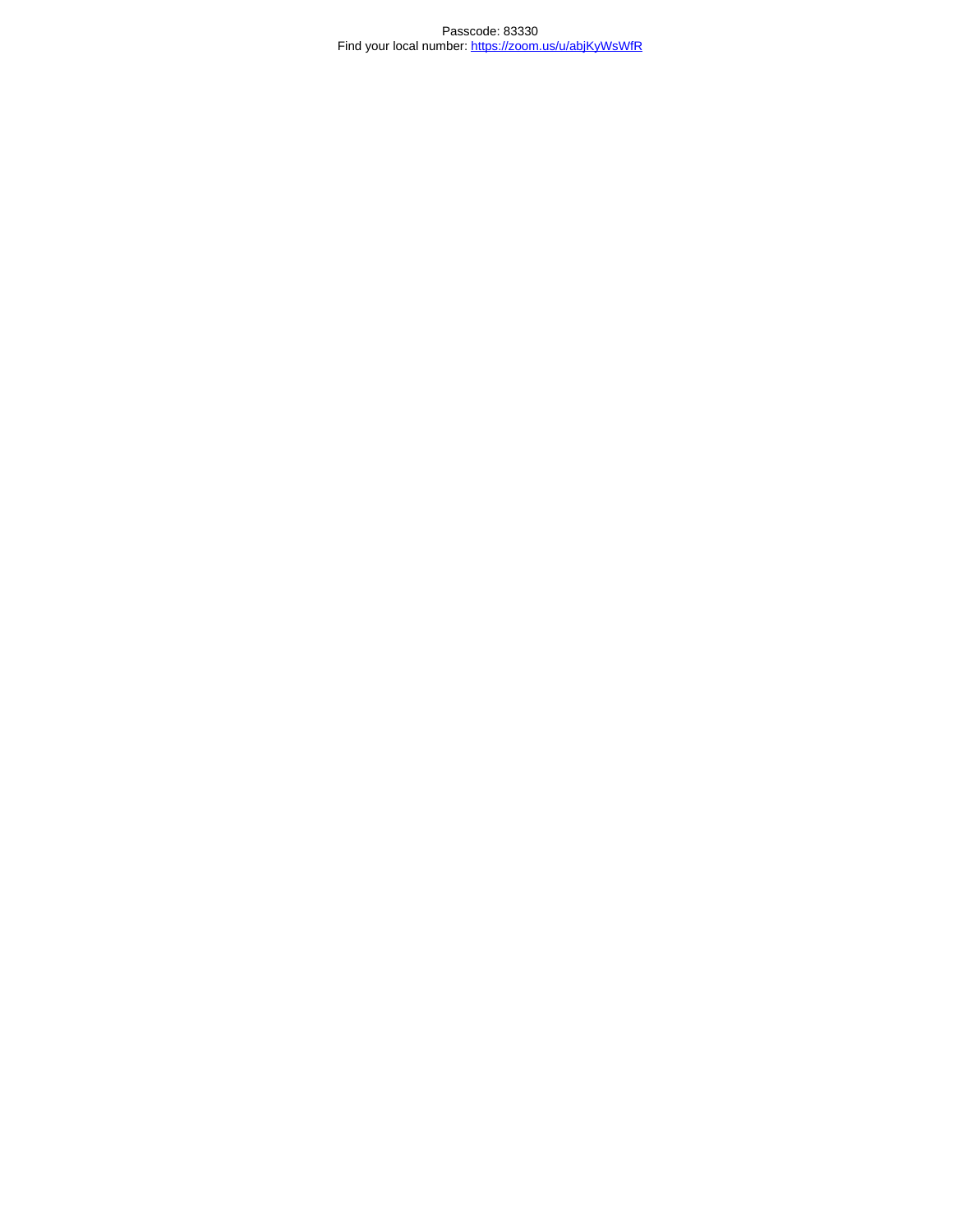Passcode: 83330
Find your local number: [https://zoom.us/u/abjKyWsWfR](https://zoom.us/u/abjKyWsWfR)